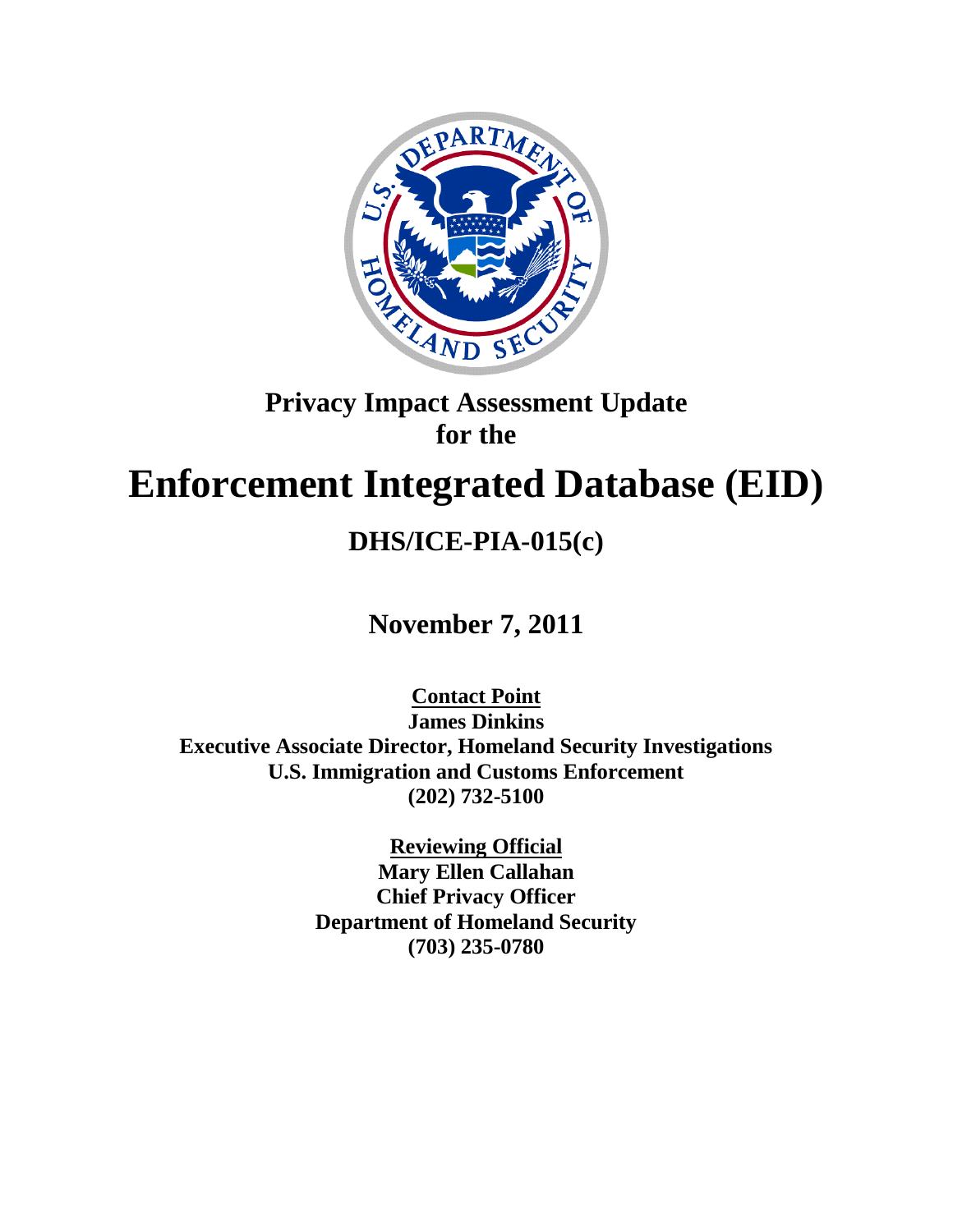# Privacy Impact Assessment Update for the

# Enforcement Integrated Database (EID)

## DHS/ICE-PIA-015(c)

**November 7, 2011**

**Contact Point**
**James Dinkins**
**Executive Associate Director, Homeland Security Investigations**
**U.S. Immigration and Customs Enforcement**
**(202) 732-5100**

**Reviewing Official**
**Mary Ellen Callahan**
**Chief Privacy Officer**
**Department of Homeland Security**
**(703) 235-0780**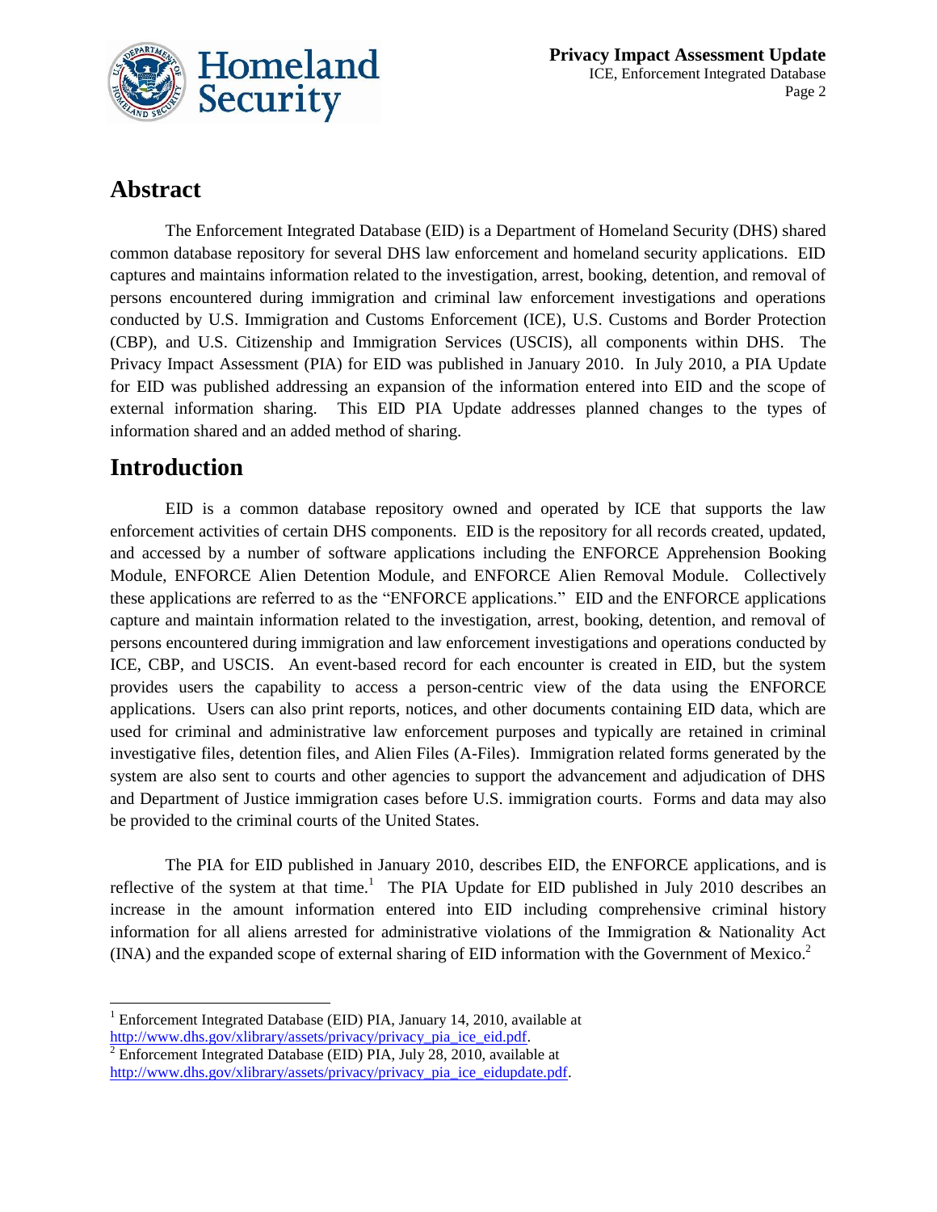## Abstract

The Enforcement Integrated Database (EID) is a Department of Homeland Security (DHS) shared common database repository for several DHS law enforcement and homeland security applications. EID captures and maintains information related to the investigation, arrest, booking, detention, and removal of persons encountered during immigration and criminal law enforcement investigations and operations conducted by U.S. Immigration and Customs Enforcement (ICE), U.S. Customs and Border Protection (CBP), and U.S. Citizenship and Immigration Services (USCIS), all components within DHS. The Privacy Impact Assessment (PIA) for EID was published in January 2010. In July 2010, a PIA Update for EID was published addressing an expansion of the information entered into EID and the scope of external information sharing. This EID PIA Update addresses planned changes to the types of information shared and an added method of sharing.

## Introduction

EID is a common database repository owned and operated by ICE that supports the law enforcement activities of certain DHS components. EID is the repository for all records created, updated, and accessed by a number of software applications including the ENFORCE Apprehension Booking Module, ENFORCE Alien Detention Module, and ENFORCE Alien Removal Module. Collectively these applications are referred to as the "ENFORCE applications." EID and the ENFORCE applications capture and maintain information related to the investigation, arrest, booking, detention, and removal of persons encountered during immigration and law enforcement investigations and operations conducted by ICE, CBP, and USCIS. An event-based record for each encounter is created in EID, but the system provides users the capability to access a person-centric view of the data using the ENFORCE applications. Users can also print reports, notices, and other documents containing EID data, which are used for criminal and administrative law enforcement purposes and typically are retained in criminal investigative files, detention files, and Alien Files (A-Files). Immigration related forms generated by the system are also sent to courts and other agencies to support the advancement and adjudication of DHS and Department of Justice immigration cases before U.S. immigration courts. Forms and data may also be provided to the criminal courts of the United States.

The PIA for EID published in January 2010, describes EID, the ENFORCE applications, and is reflective of the system at that time.[1] The PIA Update for EID published in July 2010 describes an increase in the amount information entered into EID including comprehensive criminal history information for all aliens arrested for administrative violations of the Immigration & Nationality Act (INA) and the expanded scope of external sharing of EID information with the Government of Mexico.[2]

[1] Enforcement Integrated Database (EID) PIA, January 14, 2010, available at http://www.dhs.gov/xlibrary/assets/privacy/privacy_pia_ice_eid.pdf.

[2] Enforcement Integrated Database (EID) PIA, July 28, 2010, available at http://www.dhs.gov/xlibrary/assets/privacy/privacy_pia_ice_eidupdate.pdf.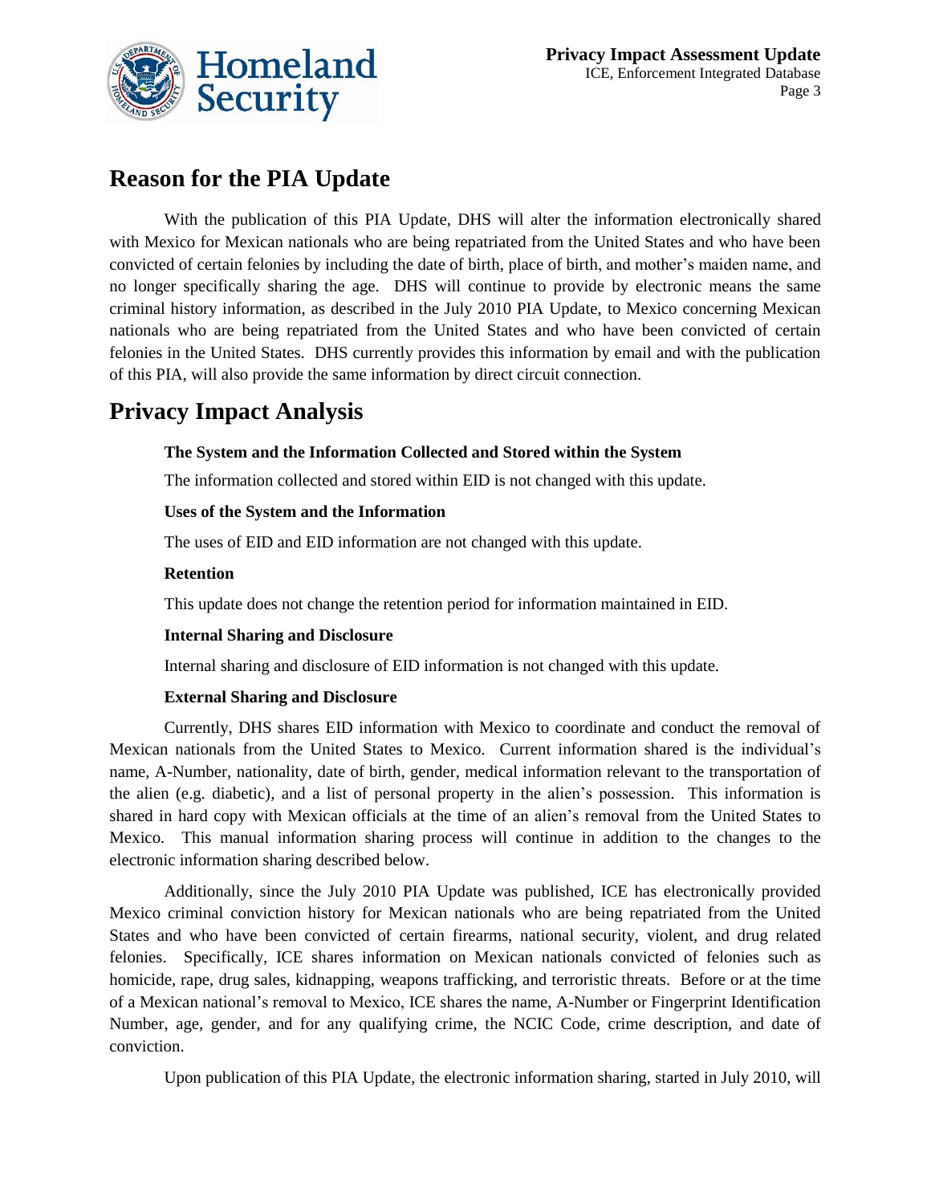## Reason for the PIA Update

With the publication of this PIA Update, DHS will alter the information electronically shared with Mexico for Mexican nationals who are being repatriated from the United States and who have been convicted of certain felonies by including the date of birth, place of birth, and mother's maiden name, and no longer specifically sharing the age. DHS will continue to provide by electronic means the same criminal history information, as described in the July 2010 PIA Update, to Mexico concerning Mexican nationals who are being repatriated from the United States and who have been convicted of certain felonies in the United States. DHS currently provides this information by email and with the publication of this PIA, will also provide the same information by direct circuit connection.

## Privacy Impact Analysis

**The System and the Information Collected and Stored within the System**

The information collected and stored within EID is not changed with this update.

**Uses of the System and the Information**

The uses of EID and EID information are not changed with this update.

**Retention**

This update does not change the retention period for information maintained in EID.

**Internal Sharing and Disclosure**

Internal sharing and disclosure of EID information is not changed with this update.

**External Sharing and Disclosure**

Currently, DHS shares EID information with Mexico to coordinate and conduct the removal of Mexican nationals from the United States to Mexico. Current information shared is the individual's name, A-Number, nationality, date of birth, gender, medical information relevant to the transportation of the alien (e.g. diabetic), and a list of personal property in the alien's possession. This information is shared in hard copy with Mexican officials at the time of an alien's removal from the United States to Mexico. This manual information sharing process will continue in addition to the changes to the electronic information sharing described below.

Additionally, since the July 2010 PIA Update was published, ICE has electronically provided Mexico criminal conviction history for Mexican nationals who are being repatriated from the United States and who have been convicted of certain firearms, national security, violent, and drug related felonies. Specifically, ICE shares information on Mexican nationals convicted of felonies such as homicide, rape, drug sales, kidnapping, weapons trafficking, and terroristic threats. Before or at the time of a Mexican national's removal to Mexico, ICE shares the name, A-Number or Fingerprint Identification Number, age, gender, and for any qualifying crime, the NCIC Code, crime description, and date of conviction.

Upon publication of this PIA Update, the electronic information sharing, started in July 2010, will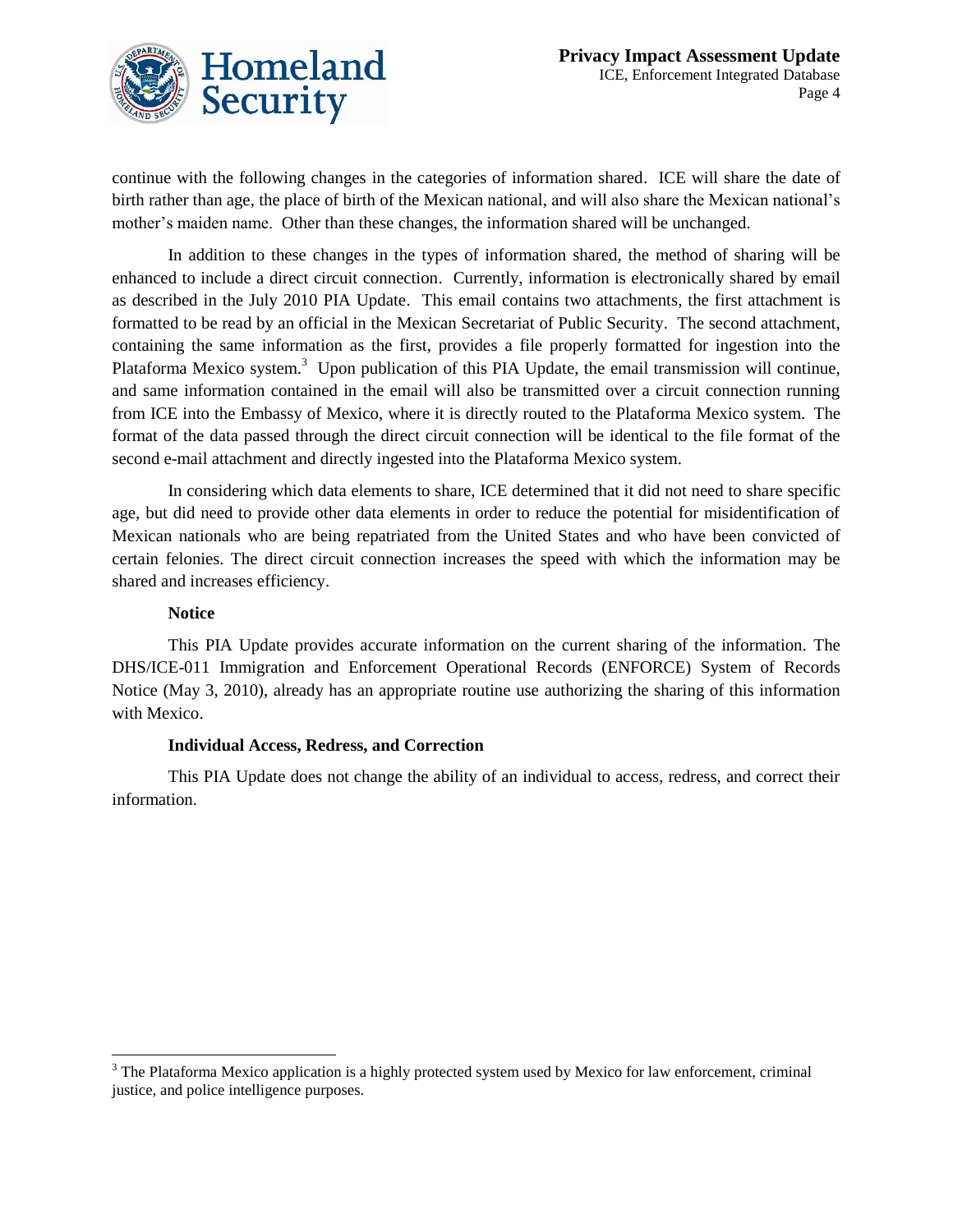continue with the following changes in the categories of information shared. ICE will share the date of birth rather than age, the place of birth of the Mexican national, and will also share the Mexican national's mother's maiden name. Other than these changes, the information shared will be unchanged.

In addition to these changes in the types of information shared, the method of sharing will be enhanced to include a direct circuit connection. Currently, information is electronically shared by email as described in the July 2010 PIA Update. This email contains two attachments, the first attachment is formatted to be read by an official in the Mexican Secretariat of Public Security. The second attachment, containing the same information as the first, provides a file properly formatted for ingestion into the Plataforma Mexico system.[3] Upon publication of this PIA Update, the email transmission will continue, and same information contained in the email will also be transmitted over a circuit connection running from ICE into the Embassy of Mexico, where it is directly routed to the Plataforma Mexico system. The format of the data passed through the direct circuit connection will be identical to the file format of the second e-mail attachment and directly ingested into the Plataforma Mexico system.

In considering which data elements to share, ICE determined that it did not need to share specific age, but did need to provide other data elements in order to reduce the potential for misidentification of Mexican nationals who are being repatriated from the United States and who have been convicted of certain felonies. The direct circuit connection increases the speed with which the information may be shared and increases efficiency.

**Notice**

This PIA Update provides accurate information on the current sharing of the information. The DHS/ICE-011 Immigration and Enforcement Operational Records (ENFORCE) System of Records Notice (May 3, 2010), already has an appropriate routine use authorizing the sharing of this information with Mexico.

**Individual Access, Redress, and Correction**

This PIA Update does not change the ability of an individual to access, redress, and correct their information.

---

[3] The Plataforma Mexico application is a highly protected system used by Mexico for law enforcement, criminal justice, and police intelligence purposes.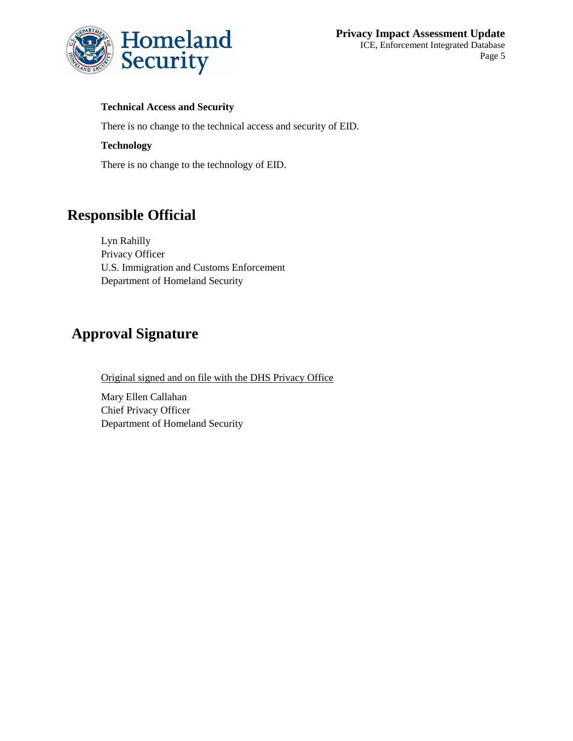### Technical Access and Security

There is no change to the technical access and security of EID.

### Technology

There is no change to the technology of EID.

## Responsible Official

Lyn Rahilly
Privacy Officer
U.S. Immigration and Customs Enforcement
Department of Homeland Security

## Approval Signature

Original signed and on file with the DHS Privacy Office

Mary Ellen Callahan
Chief Privacy Officer
Department of Homeland Security